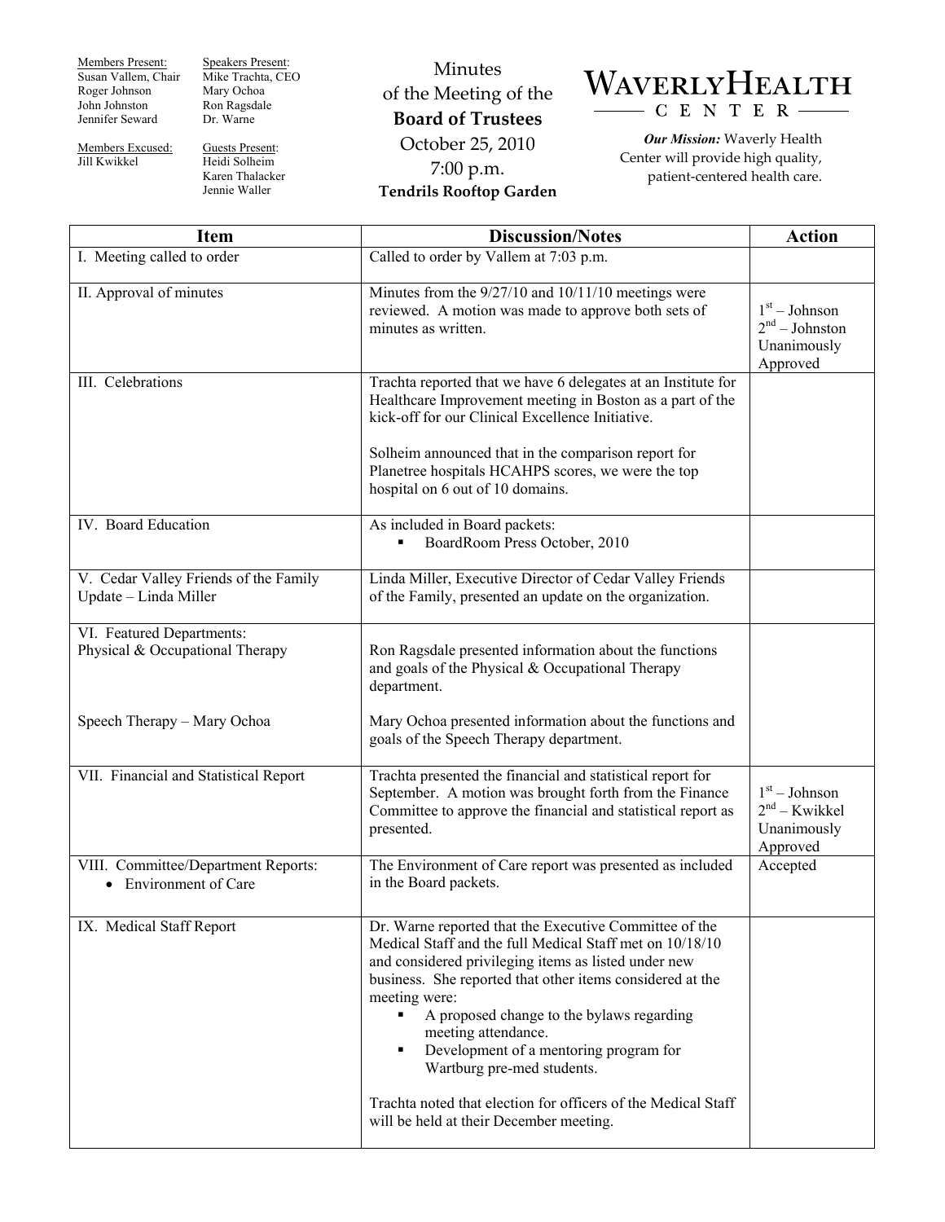| Members Present: | Speakers Present: |
|---|---|
| Susan Vallem, Chair | Mike Trachta, CEO |
| Roger Johnson | Mary Ochoa |
| John Johnston | Ron Ragsdale |
| Jennifer Seward | Dr. Warne |

| Members Excused: | Guests Present: |
|---|---|
| Jill Kwikkel | Heidi Solheim |
| | Karen Thalacker |
| | Jennie Waller |

# Minutes of the Meeting of the **Board of Trustees**

October 25, 2010

7:00 p.m.

**Tendrils Rooftop Garden**

**WAVERLY HEALTH CENTER**

***Our Mission:*** Waverly Health Center will provide high quality, patient-centered health care.

| Item | Discussion/Notes | Action |
|---|---|---|
| I. Meeting called to order | Called to order by Vallem at 7:03 p.m. | |
| II. Approval of minutes | Minutes from the 9/27/10 and 10/11/10 meetings were reviewed. A motion was made to approve both sets of minutes as written. | 1st – Johnson<br>2nd – Johnston<br>Unanimously Approved |
| III. Celebrations | Trachta reported that we have 6 delegates at an Institute for Healthcare Improvement meeting in Boston as a part of the kick-off for our Clinical Excellence Initiative.<br><br>Solheim announced that in the comparison report for Planetree hospitals HCAHPS scores, we were the top hospital on 6 out of 10 domains. | |
| IV. Board Education | As included in Board packets:<br>▪ BoardRoom Press October, 2010 | |
| V. Cedar Valley Friends of the Family Update – Linda Miller | Linda Miller, Executive Director of Cedar Valley Friends of the Family, presented an update on the organization. | |
| VI. Featured Departments:<br>Physical & Occupational Therapy<br><br>Speech Therapy – Mary Ochoa | Ron Ragsdale presented information about the functions and goals of the Physical & Occupational Therapy department.<br><br>Mary Ochoa presented information about the functions and goals of the Speech Therapy department. | |
| VII. Financial and Statistical Report | Trachta presented the financial and statistical report for September. A motion was brought forth from the Finance Committee to approve the financial and statistical report as presented. | 1st – Johnson<br>2nd – Kwikkel<br>Unanimously Approved |
| VIII. Committee/Department Reports:<br>• Environment of Care | The Environment of Care report was presented as included in the Board packets. | Accepted |
| IX. Medical Staff Report | Dr. Warne reported that the Executive Committee of the Medical Staff and the full Medical Staff met on 10/18/10 and considered privileging items as listed under new business. She reported that other items considered at the meeting were:<br>▪ A proposed change to the bylaws regarding meeting attendance.<br>▪ Development of a mentoring program for Wartburg pre-med students.<br><br>Trachta noted that election for officers of the Medical Staff will be held at their December meeting. | |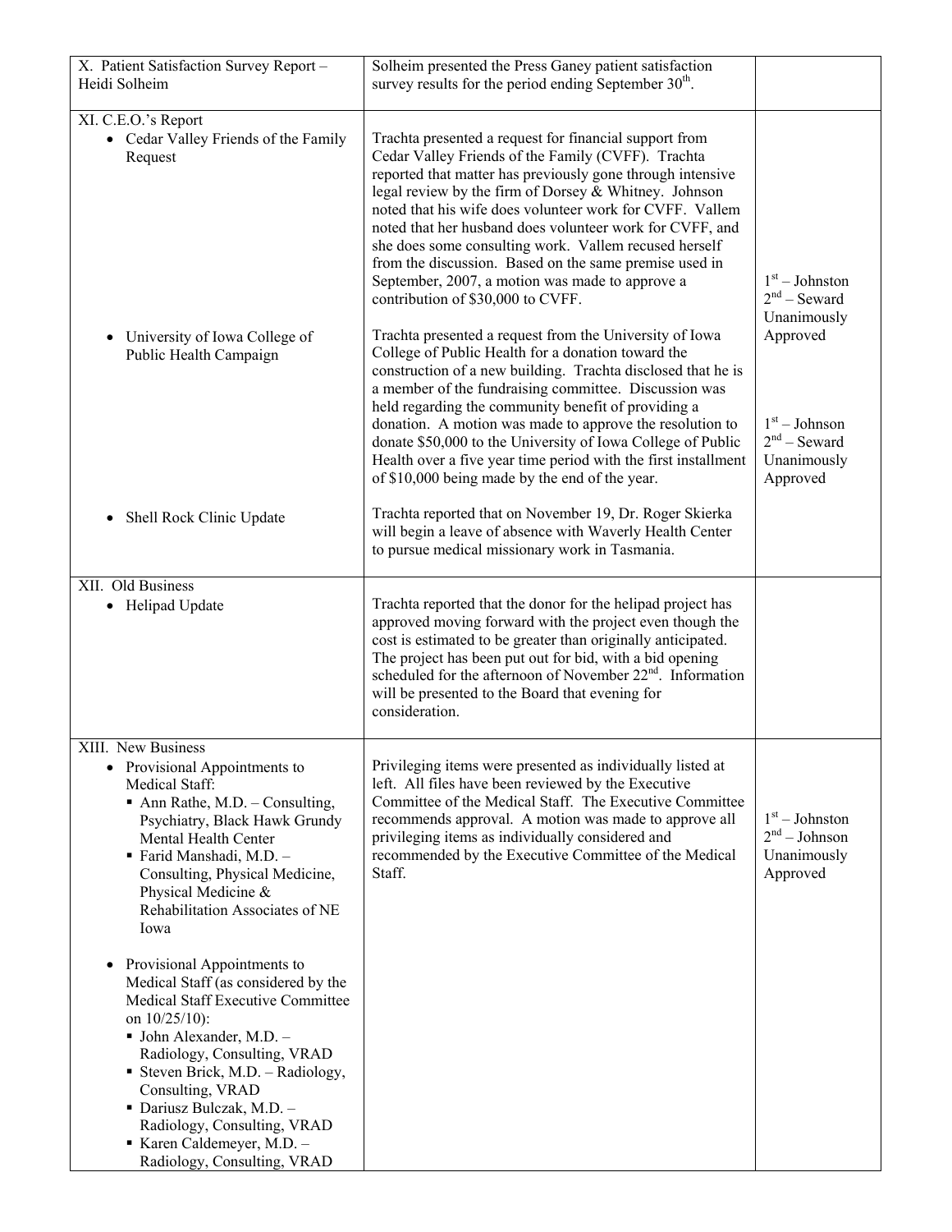| X. Patient Satisfaction Survey Report – Heidi Solheim | Solheim presented the Press Ganey patient satisfaction survey results for the period ending September 30th. | |
|---|---|---|
| XI. C.E.O.'s Report<br>• Cedar Valley Friends of the Family Request | Trachta presented a request for financial support from Cedar Valley Friends of the Family (CVFF). Trachta reported that matter has previously gone through intensive legal review by the firm of Dorsey & Whitney. Johnson noted that his wife does volunteer work for CVFF. Vallem noted that her husband does volunteer work for CVFF, and she does some consulting work. Vallem recused herself from the discussion. Based on the same premise used in September, 2007, a motion was made to approve a contribution of $30,000 to CVFF. | 1st – Johnston<br>2nd – Seward<br>Unanimously Approved |
| • University of Iowa College of Public Health Campaign | Trachta presented a request from the University of Iowa College of Public Health for a donation toward the construction of a new building. Trachta disclosed that he is a member of the fundraising committee. Discussion was held regarding the community benefit of providing a donation. A motion was made to approve the resolution to donate $50,000 to the University of Iowa College of Public Health over a five year time period with the first installment of $10,000 being made by the end of the year. | 1st – Johnson<br>2nd – Seward<br>Unanimously Approved |
| • Shell Rock Clinic Update | Trachta reported that on November 19, Dr. Roger Skierka will begin a leave of absence with Waverly Health Center to pursue medical missionary work in Tasmania. | |
| XII. Old Business<br>• Helipad Update | Trachta reported that the donor for the helipad project has approved moving forward with the project even though the cost is estimated to be greater than originally anticipated. The project has been put out for bid, with a bid opening scheduled for the afternoon of November 22nd. Information will be presented to the Board that evening for consideration. | |
| XIII. New Business<br>• Provisional Appointments to Medical Staff:<br>▪ Ann Rathe, M.D. – Consulting, Psychiatry, Black Hawk Grundy Mental Health Center<br>▪ Farid Manshadi, M.D. – Consulting, Physical Medicine, Physical Medicine & Rehabilitation Associates of NE Iowa<br><br>• Provisional Appointments to Medical Staff (as considered by the Medical Staff Executive Committee on 10/25/10):<br>▪ John Alexander, M.D. – Radiology, Consulting, VRAD<br>▪ Steven Brick, M.D. – Radiology, Consulting, VRAD<br>▪ Dariusz Bulczak, M.D. – Radiology, Consulting, VRAD<br>▪ Karen Caldemeyer, M.D. – Radiology, Consulting, VRAD | Privileging items were presented as individually listed at left. All files have been reviewed by the Executive Committee of the Medical Staff. The Executive Committee recommends approval. A motion was made to approve all privileging items as individually considered and recommended by the Executive Committee of the Medical Staff. | 1st – Johnston<br>2nd – Johnson<br>Unanimously Approved |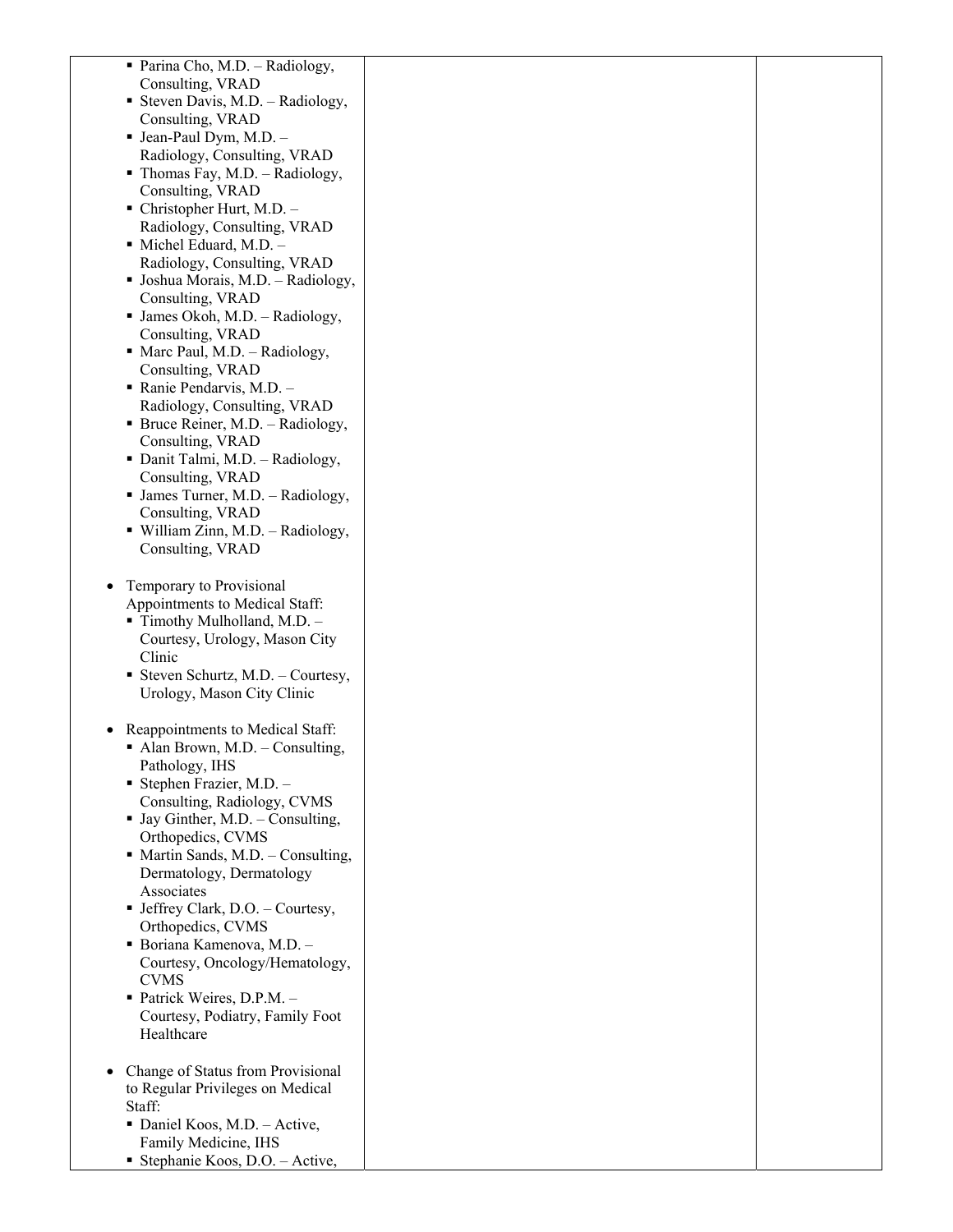| | | |
|---|---|---|
| ▪ Parina Cho, M.D. – Radiology, Consulting, VRAD<br>▪ Steven Davis, M.D. – Radiology, Consulting, VRAD<br>▪ Jean-Paul Dym, M.D. – Radiology, Consulting, VRAD<br>▪ Thomas Fay, M.D. – Radiology, Consulting, VRAD<br>▪ Christopher Hurt, M.D. – Radiology, Consulting, VRAD<br>▪ Michel Eduard, M.D. – Radiology, Consulting, VRAD<br>▪ Joshua Morais, M.D. – Radiology, Consulting, VRAD<br>▪ James Okoh, M.D. – Radiology, Consulting, VRAD<br>▪ Marc Paul, M.D. – Radiology, Consulting, VRAD<br>▪ Ranie Pendarvis, M.D. – Radiology, Consulting, VRAD<br>▪ Bruce Reiner, M.D. – Radiology, Consulting, VRAD<br>▪ Danit Talmi, M.D. – Radiology, Consulting, VRAD<br>▪ James Turner, M.D. – Radiology, Consulting, VRAD<br>▪ William Zinn, M.D. – Radiology, Consulting, VRAD<br><br>• Temporary to Provisional Appointments to Medical Staff:<br>▪ Timothy Mulholland, M.D. – Courtesy, Urology, Mason City Clinic<br>▪ Steven Schurtz, M.D. – Courtesy, Urology, Mason City Clinic<br><br>• Reappointments to Medical Staff:<br>▪ Alan Brown, M.D. – Consulting, Pathology, IHS<br>▪ Stephen Frazier, M.D. – Consulting, Radiology, CVMS<br>▪ Jay Ginther, M.D. – Consulting, Orthopedics, CVMS<br>▪ Martin Sands, M.D. – Consulting, Dermatology, Dermatology Associates<br>▪ Jeffrey Clark, D.O. – Courtesy, Orthopedics, CVMS<br>▪ Boriana Kamenova, M.D. – Courtesy, Oncology/Hematology, CVMS<br>▪ Patrick Weires, D.P.M. – Courtesy, Podiatry, Family Foot Healthcare<br><br>• Change of Status from Provisional to Regular Privileges on Medical Staff:<br>▪ Daniel Koos, M.D. – Active, Family Medicine, IHS<br>▪ Stephanie Koos, D.O. – Active, | | |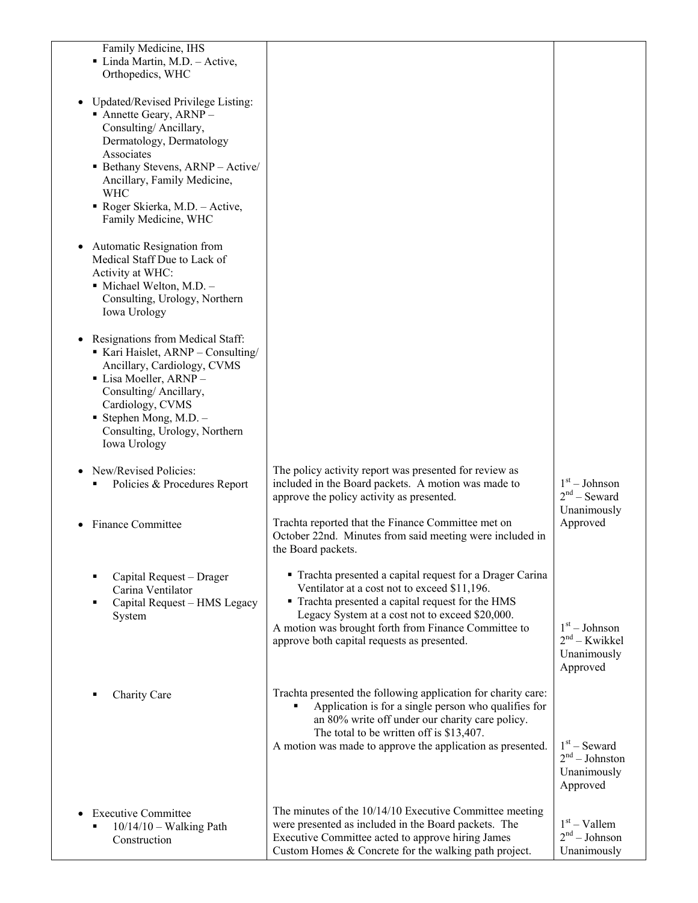| | | |
|---|---|---|
| Family Medicine, IHS<br>▪ Linda Martin, M.D. – Active, Orthopedics, WHC<br><br>• Updated/Revised Privilege Listing:<br>▪ Annette Geary, ARNP – Consulting/ Ancillary, Dermatology, Dermatology Associates<br>▪ Bethany Stevens, ARNP – Active/ Ancillary, Family Medicine, WHC<br>▪ Roger Skierka, M.D. – Active, Family Medicine, WHC<br><br>• Automatic Resignation from Medical Staff Due to Lack of Activity at WHC:<br>▪ Michael Welton, M.D. – Consulting, Urology, Northern Iowa Urology<br><br>• Resignations from Medical Staff:<br>▪ Kari Haislet, ARNP – Consulting/ Ancillary, Cardiology, CVMS<br>▪ Lisa Moeller, ARNP – Consulting/ Ancillary, Cardiology, CVMS<br>▪ Stephen Mong, M.D. – Consulting, Urology, Northern Iowa Urology | | |
| • New/Revised Policies:<br>▪ Policies & Procedures Report | The policy activity report was presented for review as included in the Board packets. A motion was made to approve the policy activity as presented. | 1st – Johnson<br>2nd – Seward<br>Unanimously Approved |
| • Finance Committee | Trachta reported that the Finance Committee met on October 22nd. Minutes from said meeting were included in the Board packets. | |
| ▪ Capital Request – Drager Carina Ventilator<br>▪ Capital Request – HMS Legacy System | ▪ Trachta presented a capital request for a Drager Carina Ventilator at a cost not to exceed $11,196.<br>▪ Trachta presented a capital request for the HMS Legacy System at a cost not to exceed $20,000.<br>A motion was brought forth from Finance Committee to approve both capital requests as presented. | 1st – Johnson<br>2nd – Kwikkel<br>Unanimously Approved |
| ▪ Charity Care | Trachta presented the following application for charity care:<br>▪ Application is for a single person who qualifies for an 80% write off under our charity care policy. The total to be written off is $13,407.<br>A motion was made to approve the application as presented. | 1st – Seward<br>2nd – Johnston<br>Unanimously Approved |
| • Executive Committee<br>▪ 10/14/10 – Walking Path Construction | The minutes of the 10/14/10 Executive Committee meeting were presented as included in the Board packets. The Executive Committee acted to approve hiring James Custom Homes & Concrete for the walking path project. | 1st – Vallem<br>2nd – Johnson<br>Unanimously |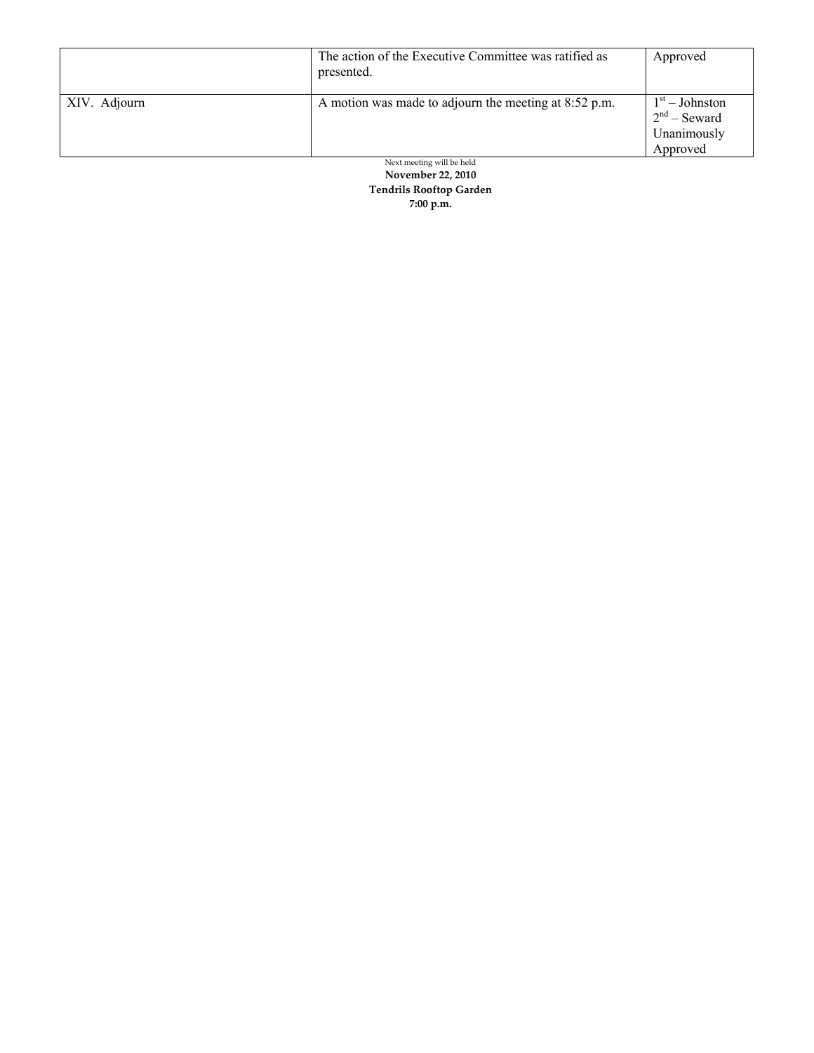| | | |
|---|---|---|
| | The action of the Executive Committee was ratified as presented. | Approved |
| XIV. Adjourn | A motion was made to adjourn the meeting at 8:52 p.m. | 1st – Johnston<br>2nd – Seward<br>Unanimously Approved |

Next meeting will be held

**November 22, 2010**

**Tendrils Rooftop Garden**

**7:00 p.m.**